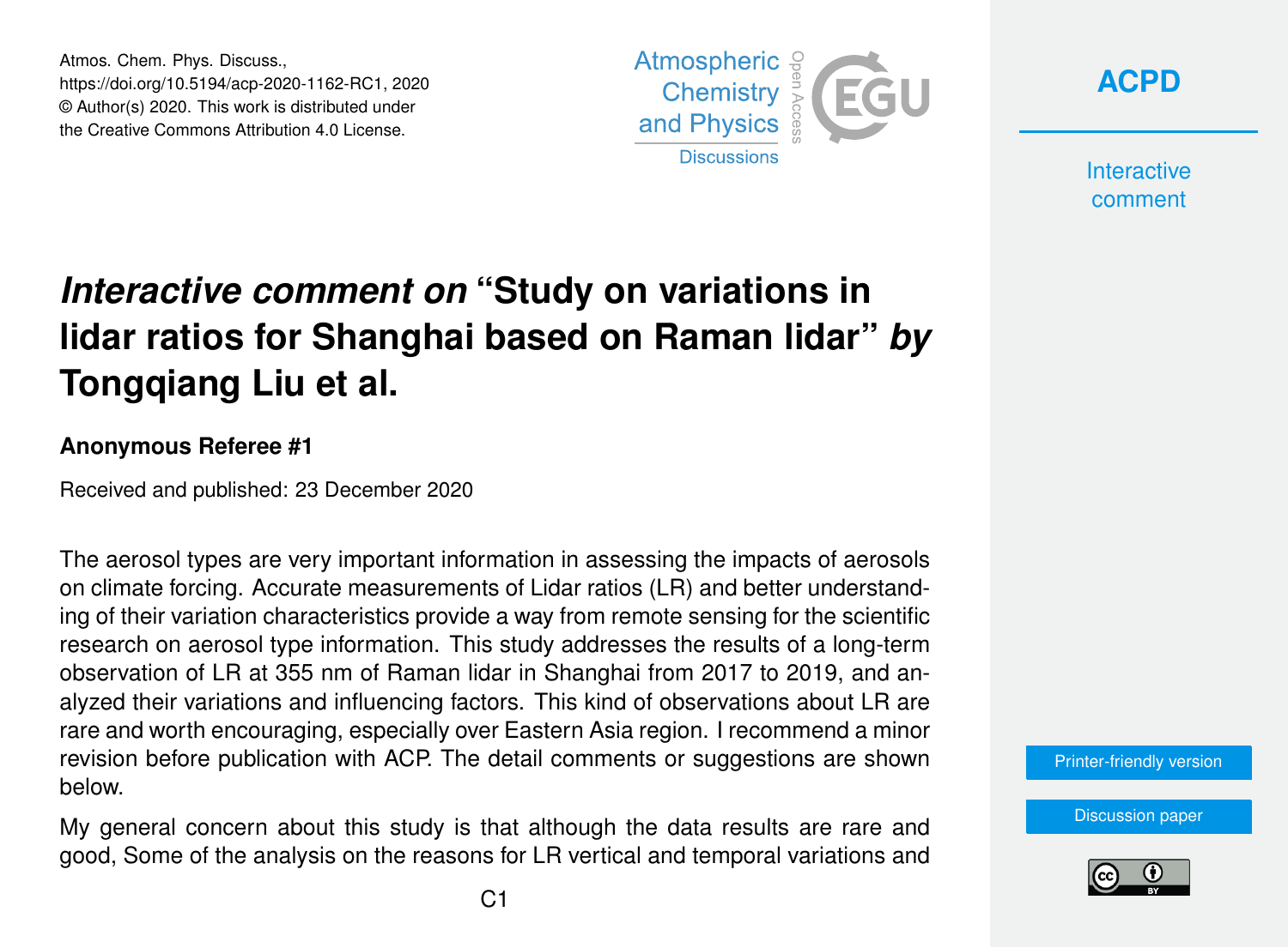# *Interactive comment on* "Study on variations in lidar ratios for Shanghai based on Raman lidar" *by* Tongqiang Liu et al.

**Anonymous Referee #1**

Received and published: 23 December 2020

The aerosol types are very important information in assessing the impacts of aerosols on climate forcing. Accurate measurements of Lidar ratios (LR) and better understanding of their variation characteristics provide a way from remote sensing for the scientific research on aerosol type information. This study addresses the results of a long-term observation of LR at 355 nm of Raman lidar in Shanghai from 2017 to 2019, and analyzed their variations and influencing factors. This kind of observations about LR are rare and worth encouraging, especially over Eastern Asia region. I recommend a minor revision before publication with ACP. The detail comments or suggestions are shown below.

My general concern about this study is that although the data results are rare and good, Some of the analysis on the reasons for LR vertical and temporal variations and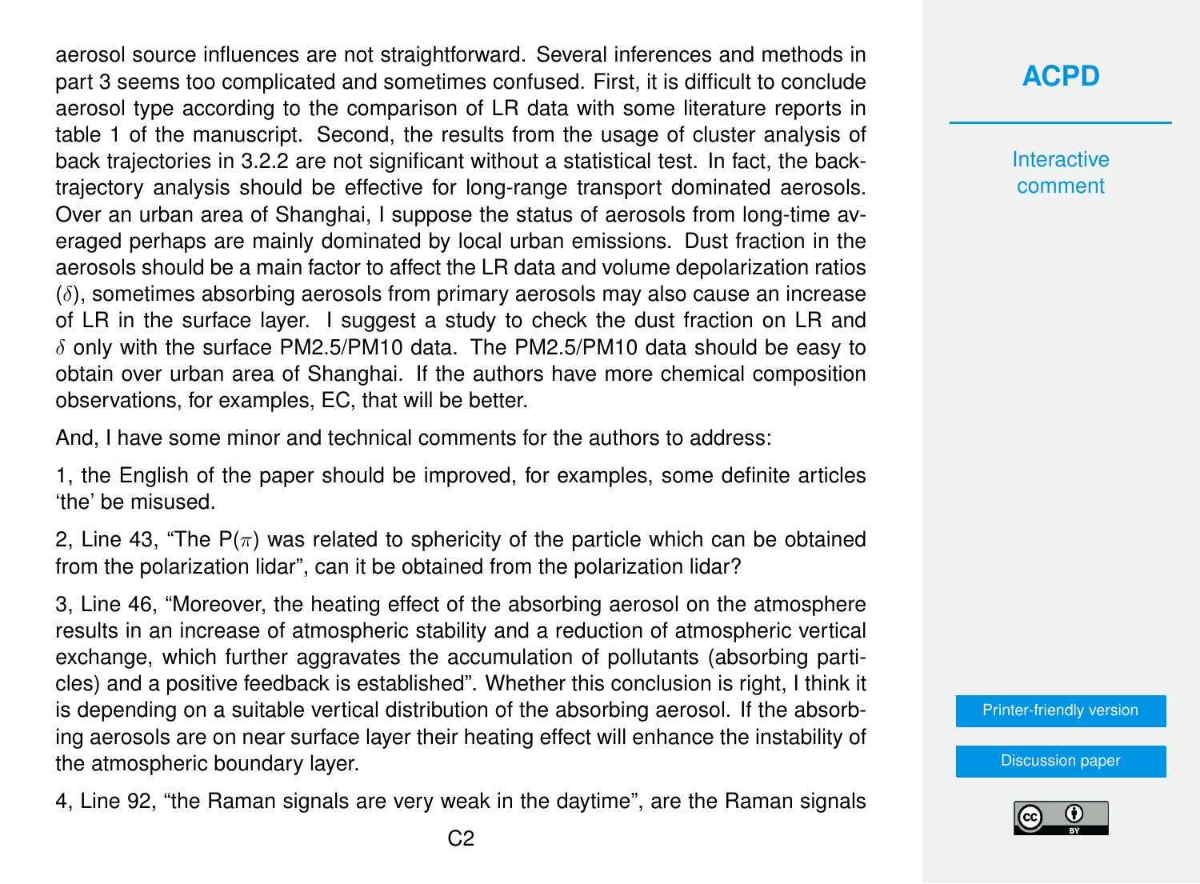aerosol source influences are not straightforward. Several inferences and methods in part 3 seems too complicated and sometimes confused. First, it is difficult to conclude aerosol type according to the comparison of LR data with some literature reports in table 1 of the manuscript. Second, the results from the usage of cluster analysis of back trajectories in 3.2.2 are not significant without a statistical test. In fact, the back-trajectory analysis should be effective for long-range transport dominated aerosols. Over an urban area of Shanghai, I suppose the status of aerosols from long-time averaged perhaps are mainly dominated by local urban emissions. Dust fraction in the aerosols should be a main factor to affect the LR data and volume depolarization ratios ($\delta$), sometimes absorbing aerosols from primary aerosols may also cause an increase of LR in the surface layer. I suggest a study to check the dust fraction on LR and $\delta$ only with the surface PM2.5/PM10 data. The PM2.5/PM10 data should be easy to obtain over urban area of Shanghai. If the authors have more chemical composition observations, for examples, EC, that will be better.

And, I have some minor and technical comments for the authors to address:

1, the English of the paper should be improved, for examples, some definite articles 'the' be misused.

2, Line 43, "The P($\pi$) was related to sphericity of the particle which can be obtained from the polarization lidar", can it be obtained from the polarization lidar?

3, Line 46, "Moreover, the heating effect of the absorbing aerosol on the atmosphere results in an increase of atmospheric stability and a reduction of atmospheric vertical exchange, which further aggravates the accumulation of pollutants (absorbing particles) and a positive feedback is established". Whether this conclusion is right, I think it is depending on a suitable vertical distribution of the absorbing aerosol. If the absorbing aerosols are on near surface layer their heating effect will enhance the instability of the atmospheric boundary layer.

4, Line 92, "the Raman signals are very weak in the daytime", are the Raman signals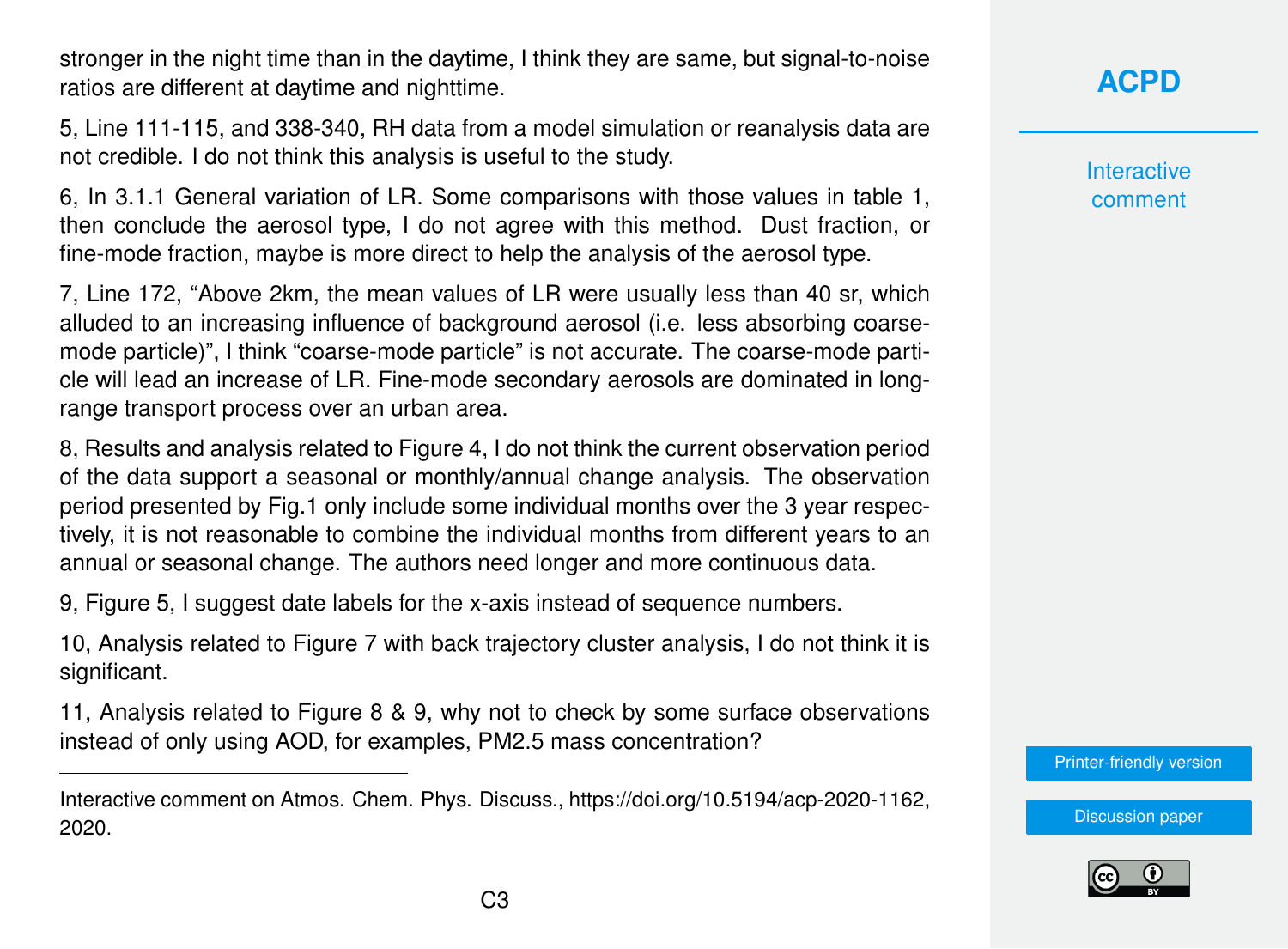stronger in the night time than in the daytime, I think they are same, but signal-to-noise ratios are different at daytime and nighttime.

5, Line 111-115, and 338-340, RH data from a model simulation or reanalysis data are not credible. I do not think this analysis is useful to the study.

6, In 3.1.1 General variation of LR. Some comparisons with those values in table 1, then conclude the aerosol type, I do not agree with this method. Dust fraction, or fine-mode fraction, maybe is more direct to help the analysis of the aerosol type.

7, Line 172, "Above 2km, the mean values of LR were usually less than 40 sr, which alluded to an increasing influence of background aerosol (i.e. less absorbing coarse-mode particle)", I think "coarse-mode particle" is not accurate. The coarse-mode particle will lead an increase of LR. Fine-mode secondary aerosols are dominated in long-range transport process over an urban area.

8, Results and analysis related to Figure 4, I do not think the current observation period of the data support a seasonal or monthly/annual change analysis. The observation period presented by Fig.1 only include some individual months over the 3 year respectively, it is not reasonable to combine the individual months from different years to an annual or seasonal change. The authors need longer and more continuous data.

9, Figure 5, I suggest date labels for the x-axis instead of sequence numbers.

10, Analysis related to Figure 7 with back trajectory cluster analysis, I do not think it is significant.

11, Analysis related to Figure 8 & 9, why not to check by some surface observations instead of only using AOD, for examples, PM2.5 mass concentration?

---

Interactive comment on Atmos. Chem. Phys. Discuss., https://doi.org/10.5194/acp-2020-1162, 2020.